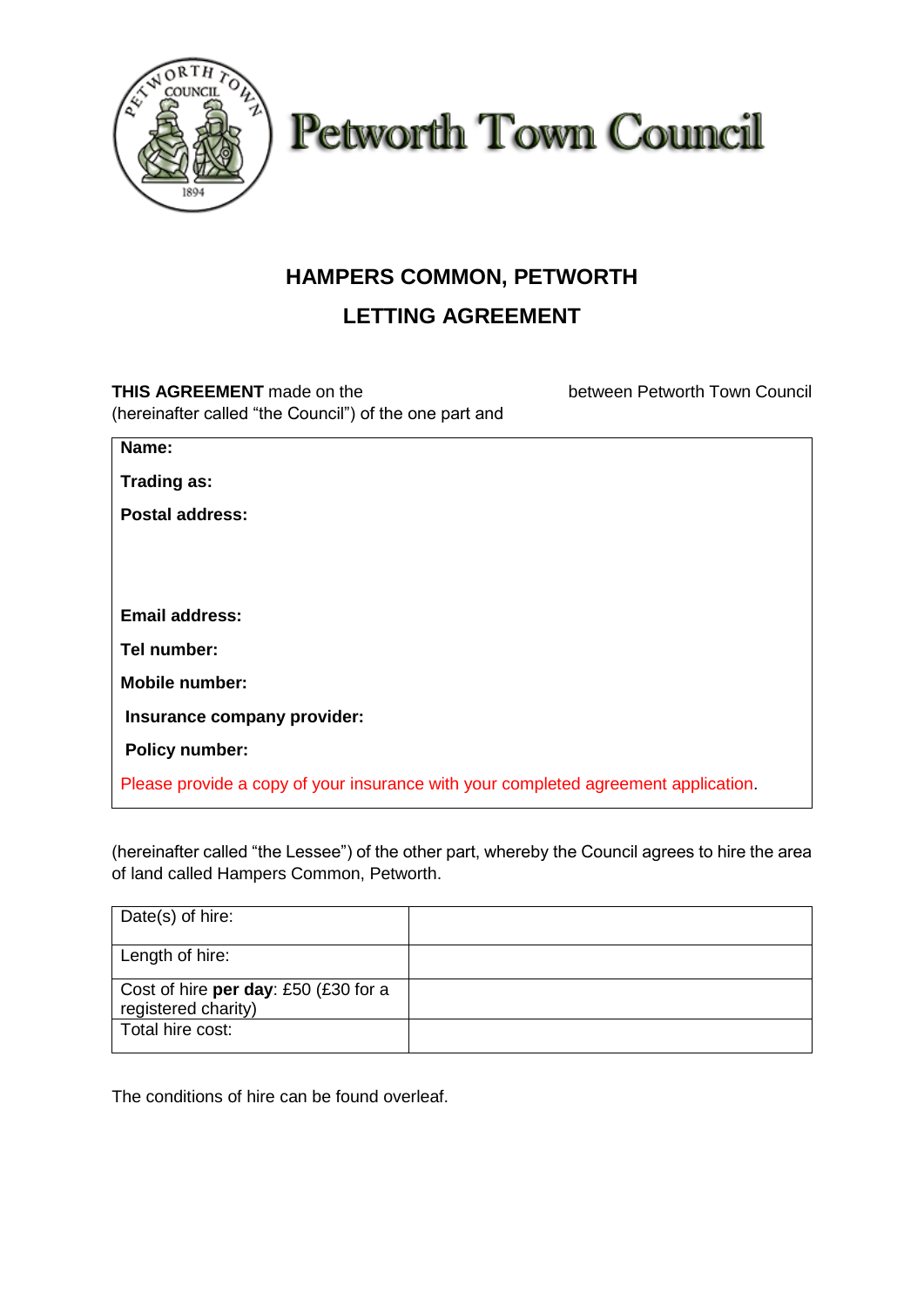# Petworth Town Council

## HAMPERS COMMON, PETWORTH

## LETTING AGREEMENT

**THIS AGREEMENT** made on the between Petworth Town Council (hereinafter called "the Council") of the one part and

**Name:**

**Trading as:**

**Postal address:**

**Email address:**

**Tel number:**

**Mobile number:**

**Insurance company provider:**

**Policy number:**

Please provide a copy of your insurance with your completed agreement application.

(hereinafter called "the Lessee") of the other part, whereby the Council agrees to hire the area of land called Hampers Common, Petworth.

| Date(s) of hire: | |
|---|---|
| Length of hire: | |
| Cost of hire **per day**: £50 (£30 for a registered charity) | |
| Total hire cost: | |

The conditions of hire can be found overleaf.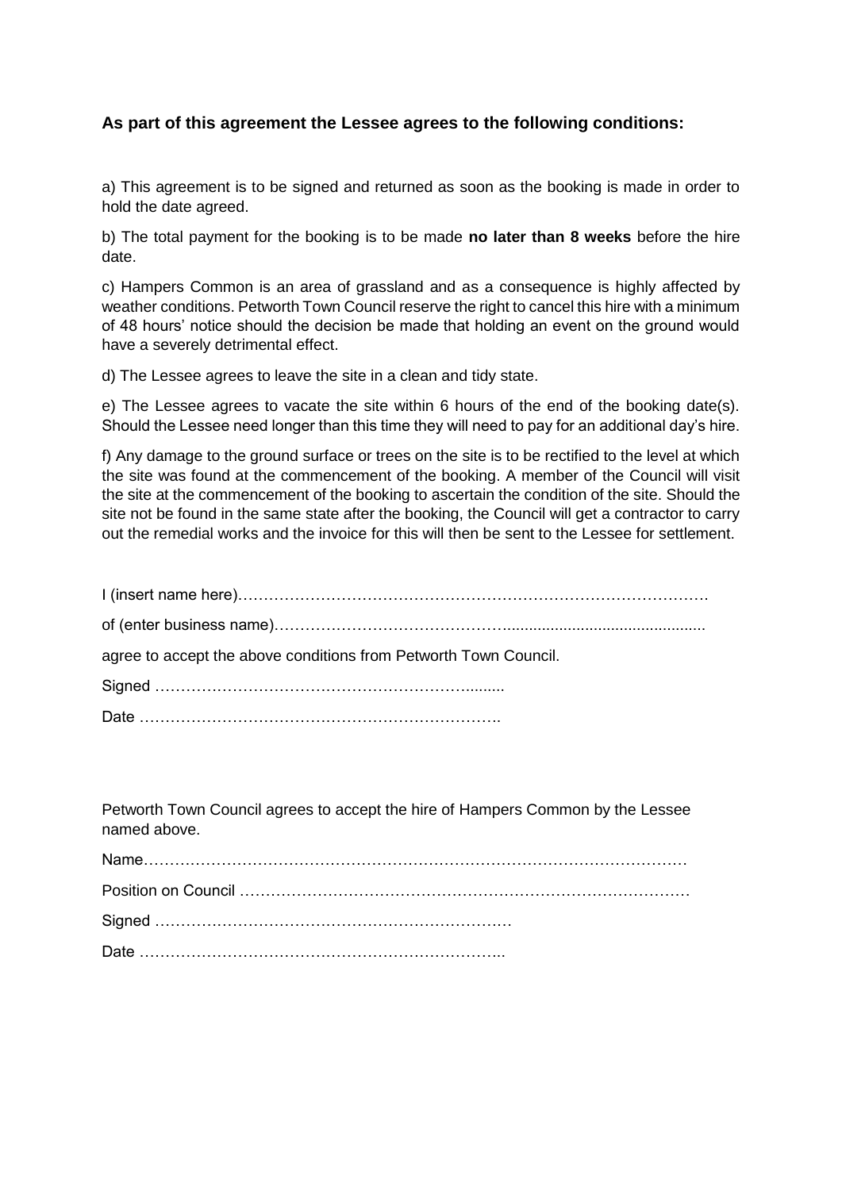**As part of this agreement the Lessee agrees to the following conditions:**

a) This agreement is to be signed and returned as soon as the booking is made in order to hold the date agreed.

b) The total payment for the booking is to be made **no later than 8 weeks** before the hire date.

c) Hampers Common is an area of grassland and as a consequence is highly affected by weather conditions. Petworth Town Council reserve the right to cancel this hire with a minimum of 48 hours' notice should the decision be made that holding an event on the ground would have a severely detrimental effect.

d) The Lessee agrees to leave the site in a clean and tidy state.

e) The Lessee agrees to vacate the site within 6 hours of the end of the booking date(s). Should the Lessee need longer than this time they will need to pay for an additional day's hire.

f) Any damage to the ground surface or trees on the site is to be rectified to the level at which the site was found at the commencement of the booking. A member of the Council will visit the site at the commencement of the booking to ascertain the condition of the site. Should the site not be found in the same state after the booking, the Council will get a contractor to carry out the remedial works and the invoice for this will then be sent to the Lessee for settlement.

I (insert name here)……………………………………………………………………………….

of (enter business name)………….……………………………...........................................

agree to accept the above conditions from Petworth Town Council.

Signed ………………………………………………………..........

Date …………………………….……………………………….

Petworth Town Council agrees to accept the hire of Hampers Common by the Lessee named above.

Name…………………………………………………………………………………………

Position on Council …………………………………………………………………………

Signed ……………………….………………………………….

Date ……………………………………………………………..